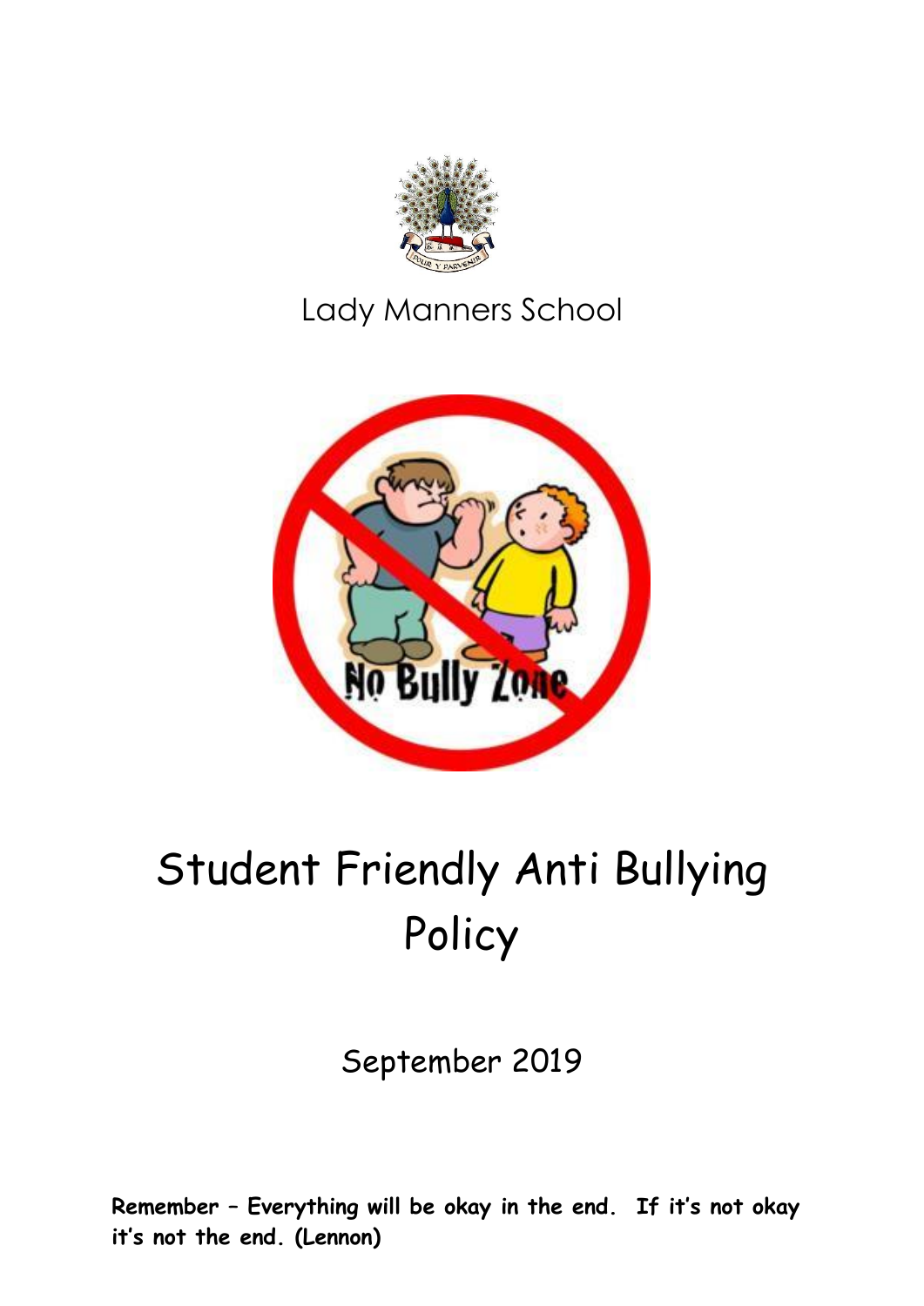Lady Manners School

# Student Friendly Anti Bullying Policy

September 2019

**Remember – Everything will be okay in the end. If it's not okay it's not the end. (Lennon)**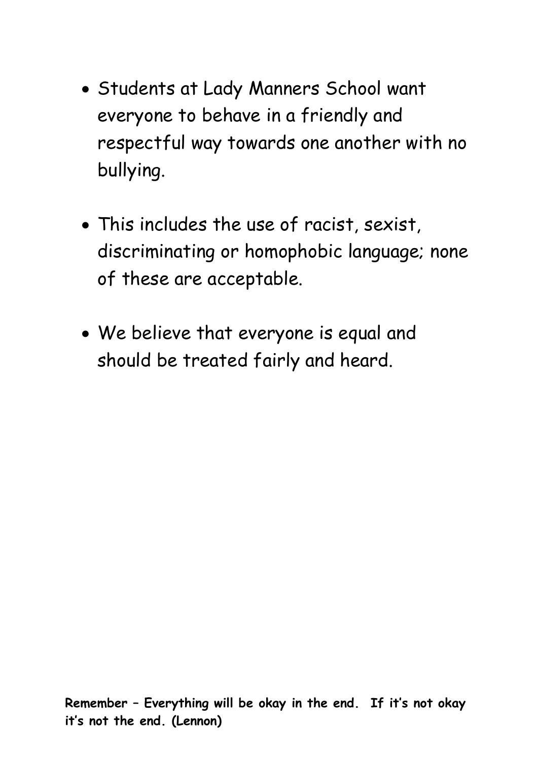- Students at Lady Manners School want everyone to behave in a friendly and respectful way towards one another with no bullying.

- This includes the use of racist, sexist, discriminating or homophobic language; none of these are acceptable.

- We believe that everyone is equal and should be treated fairly and heard.

**Remember – Everything will be okay in the end. If it's not okay it's not the end. (Lennon)**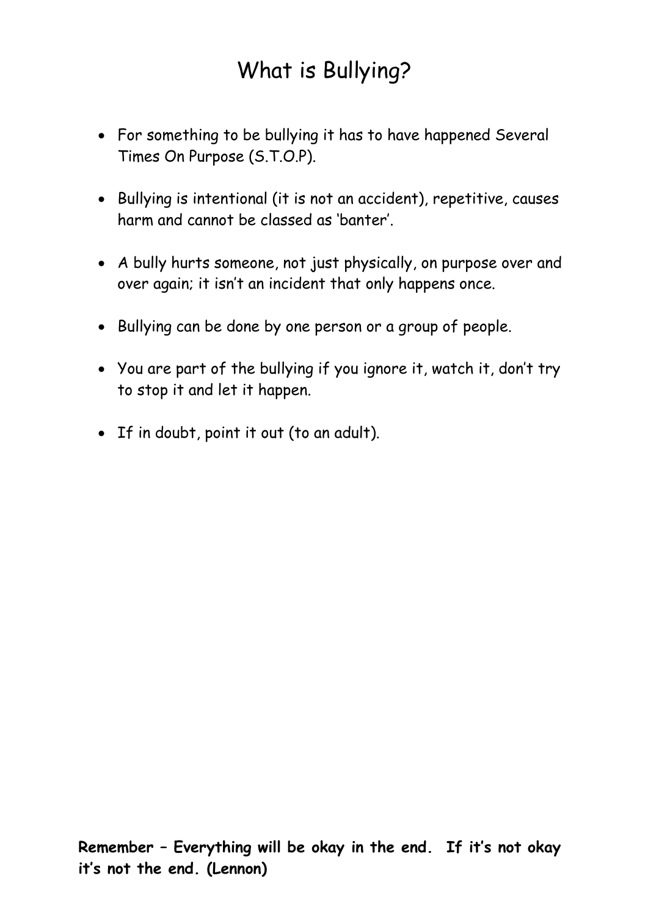# What is Bullying?

- For something to be bullying it has to have happened Several Times On Purpose (S.T.O.P).
- Bullying is intentional (it is not an accident), repetitive, causes harm and cannot be classed as 'banter'.
- A bully hurts someone, not just physically, on purpose over and over again; it isn't an incident that only happens once.
- Bullying can be done by one person or a group of people.
- You are part of the bullying if you ignore it, watch it, don't try to stop it and let it happen.
- If in doubt, point it out (to an adult).

**Remember – Everything will be okay in the end. If it's not okay it's not the end. (Lennon)**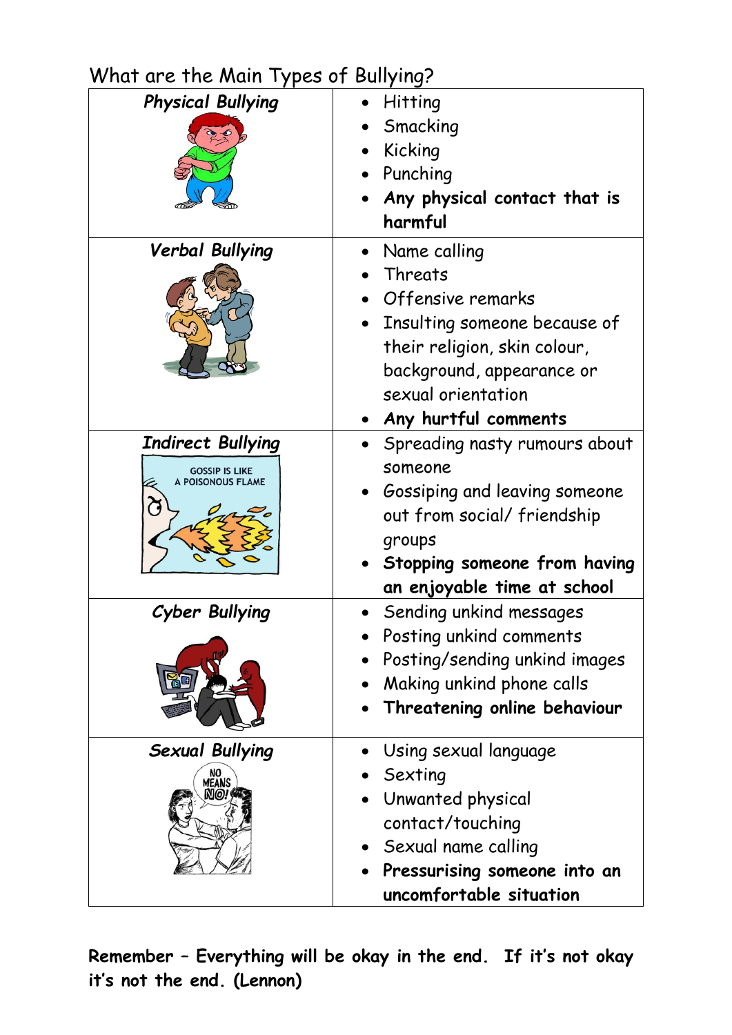What are the Main Types of Bullying?

| *Physical Bullying* | • Hitting<br>• Smacking<br>• Kicking<br>• Punching<br>• **Any physical contact that is harmful** |
|---|---|
| *Verbal Bullying* | • Name calling<br>• Threats<br>• Offensive remarks<br>• Insulting someone because of their religion, skin colour, background, appearance or sexual orientation<br>• **Any hurtful comments** |
| *Indirect Bullying* | • Spreading nasty rumours about someone<br>• Gossiping and leaving someone out from social/ friendship groups<br>• **Stopping someone from having an enjoyable time at school** |
| *Cyber Bullying* | • Sending unkind messages<br>• Posting unkind comments<br>• Posting/sending unkind images<br>• Making unkind phone calls<br>• **Threatening online behaviour** |
| *Sexual Bullying* | • Using sexual language<br>• Sexting<br>• Unwanted physical contact/touching<br>• Sexual name calling<br>• **Pressurising someone into an uncomfortable situation** |

**Remember – Everything will be okay in the end. If it's not okay it's not the end. (Lennon)**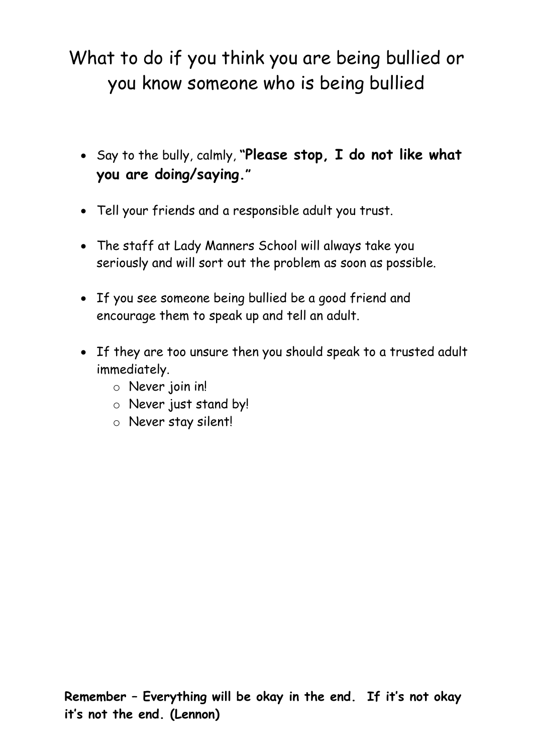# What to do if you think you are being bullied or you know someone who is being bullied

- Say to the bully, calmly, **"Please stop, I do not like what you are doing/saying."**
- Tell your friends and a responsible adult you trust.
- The staff at Lady Manners School will always take you seriously and will sort out the problem as soon as possible.
- If you see someone being bullied be a good friend and encourage them to speak up and tell an adult.
- If they are too unsure then you should speak to a trusted adult immediately.
  - Never join in!
  - Never just stand by!
  - Never stay silent!

**Remember – Everything will be okay in the end. If it's not okay it's not the end. (Lennon)**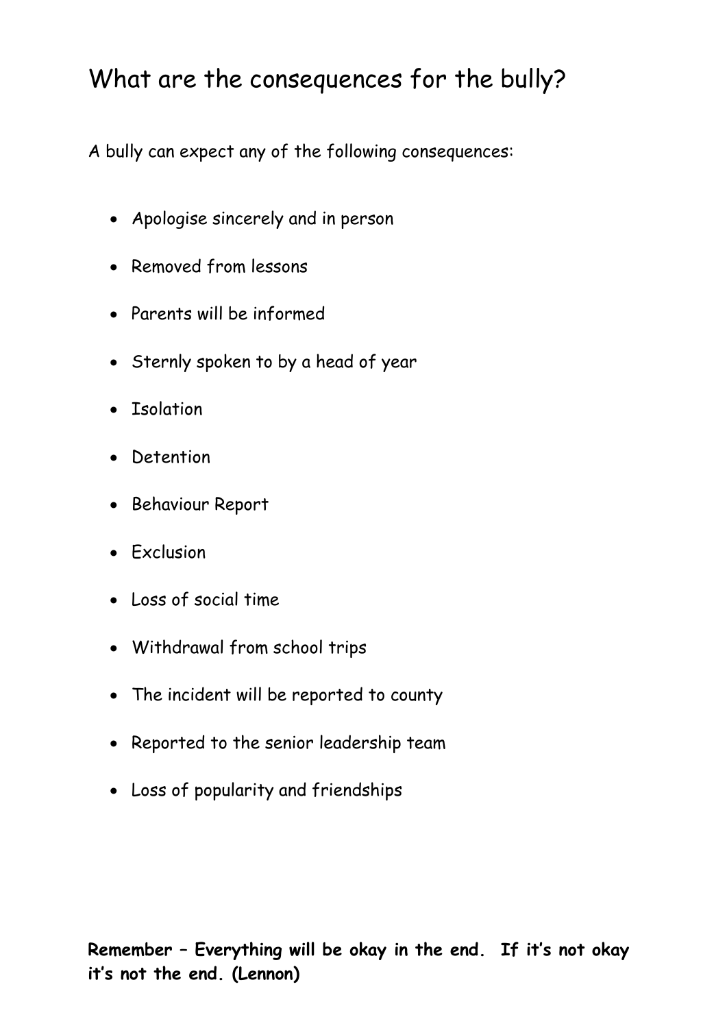# What are the consequences for the bully?

A bully can expect any of the following consequences:

- Apologise sincerely and in person
- Removed from lessons
- Parents will be informed
- Sternly spoken to by a head of year
- Isolation
- Detention
- Behaviour Report
- Exclusion
- Loss of social time
- Withdrawal from school trips
- The incident will be reported to county
- Reported to the senior leadership team
- Loss of popularity and friendships

**Remember – Everything will be okay in the end. If it's not okay it's not the end. (Lennon)**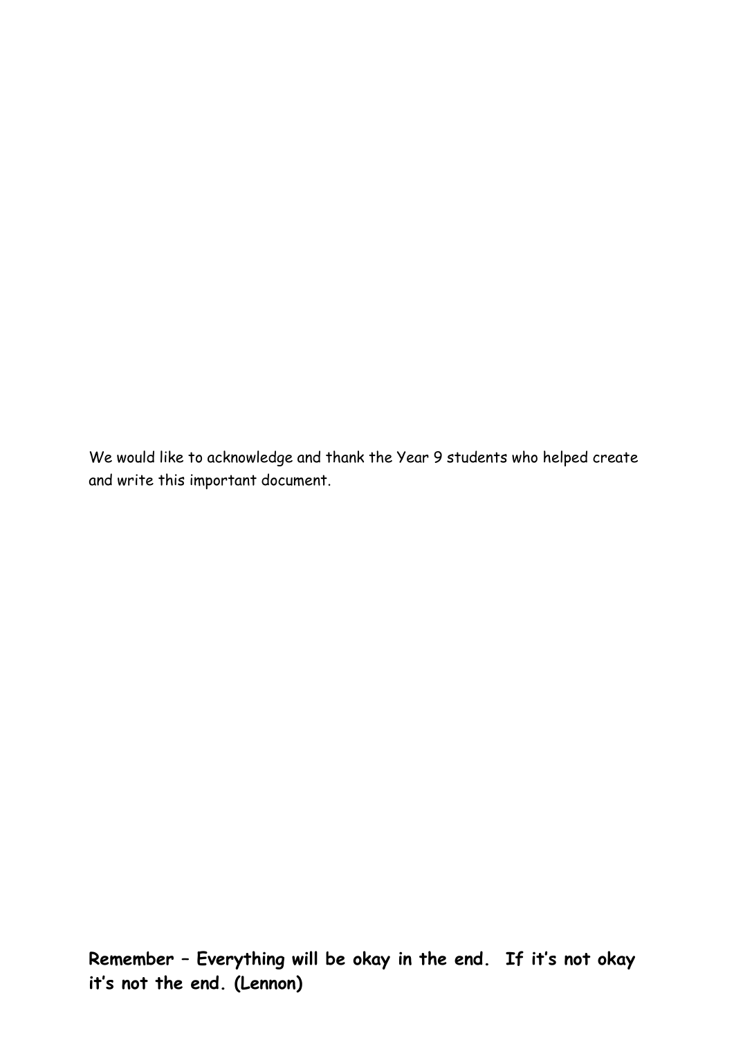We would like to acknowledge and thank the Year 9 students who helped create and write this important document.

**Remember – Everything will be okay in the end. If it's not okay it's not the end. (Lennon)**